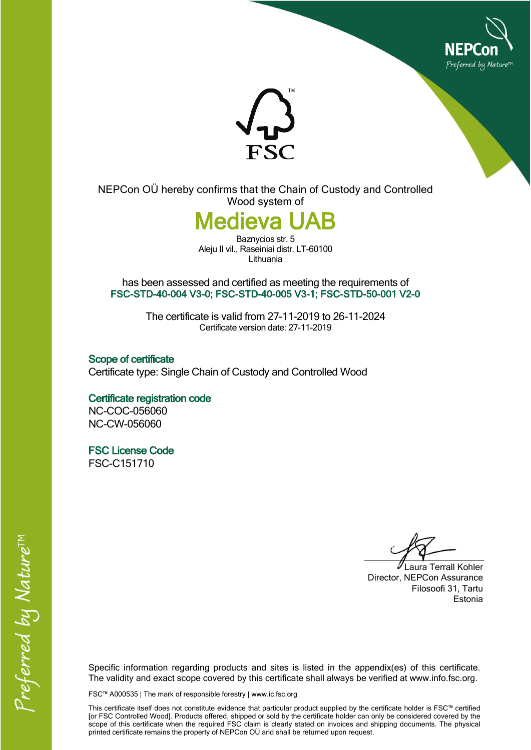NEPCon OÜ hereby confirms that the Chain of Custody and Controlled Wood system of

# Medieva UAB

Baznycios str. 5
Aleju II vil., Raseiniai distr. LT-60100
Lithuania

has been assessed and certified as meeting the requirements of
**FSC-STD-40-004 V3-0; FSC-STD-40-005 V3-1; FSC-STD-50-001 V2-0**

The certificate is valid from 27-11-2019 to 26-11-2024
Certificate version date: 27-11-2019

## Scope of certificate

Certificate type: Single Chain of Custody and Controlled Wood

## Certificate registration code

NC-COC-056060
NC-CW-056060

## FSC License Code

FSC-C151710

Laura Terrall Kohler
Director, NEPCon Assurance
Filosoofi 31, Tartu
Estonia

Specific information regarding products and sites is listed in the appendix(es) of this certificate. The validity and exact scope covered by this certificate shall always be verified at www.info.fsc.org.

FSC™ A000535 | The mark of responsible forestry | www.ic.fsc.org

This certificate itself does not constitute evidence that particular product supplied by the certificate holder is FSC™ certified [or FSC Controlled Wood]. Products offered, shipped or sold by the certificate holder can only be considered covered by the scope of this certificate when the required FSC claim is clearly stated on invoices and shipping documents. The physical printed certificate remains the property of NEPCon OÜ and shall be returned upon request.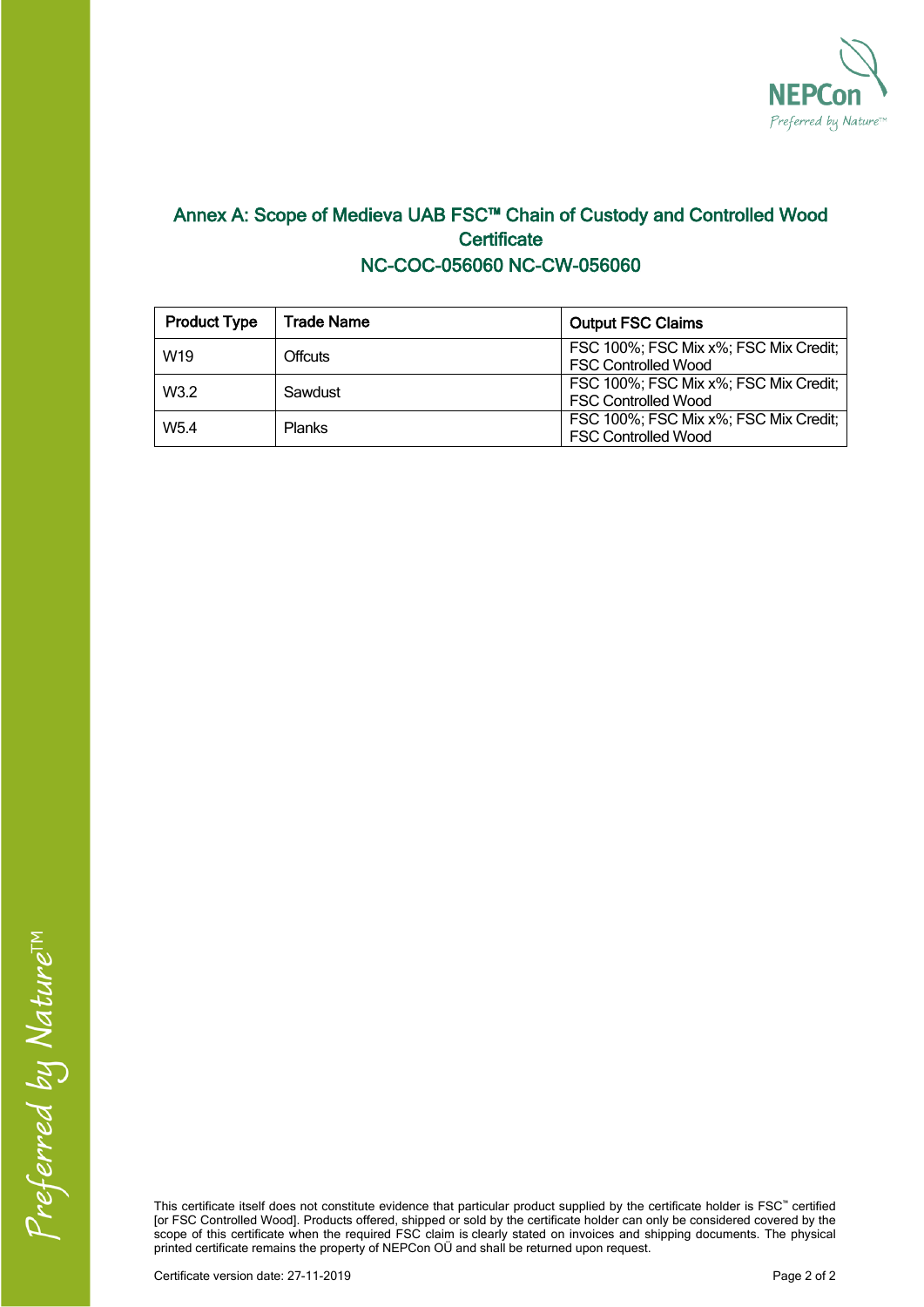## Annex A: Scope of Medieva UAB FSC™ Chain of Custody and Controlled Wood Certificate
## NC-COC-056060 NC-CW-056060

| Product Type | Trade Name | Output FSC Claims |
|---|---|---|
| W19 | Offcuts | FSC 100%; FSC Mix x%; FSC Mix Credit; FSC Controlled Wood |
| W3.2 | Sawdust | FSC 100%; FSC Mix x%; FSC Mix Credit; FSC Controlled Wood |
| W5.4 | Planks | FSC 100%; FSC Mix x%; FSC Mix Credit; FSC Controlled Wood |

This certificate itself does not constitute evidence that particular product supplied by the certificate holder is FSC™ certified [or FSC Controlled Wood]. Products offered, shipped or sold by the certificate holder can only be considered covered by the scope of this certificate when the required FSC claim is clearly stated on invoices and shipping documents. The physical printed certificate remains the property of NEPCon OÜ and shall be returned upon request.

Certificate version date: 27-11-2019